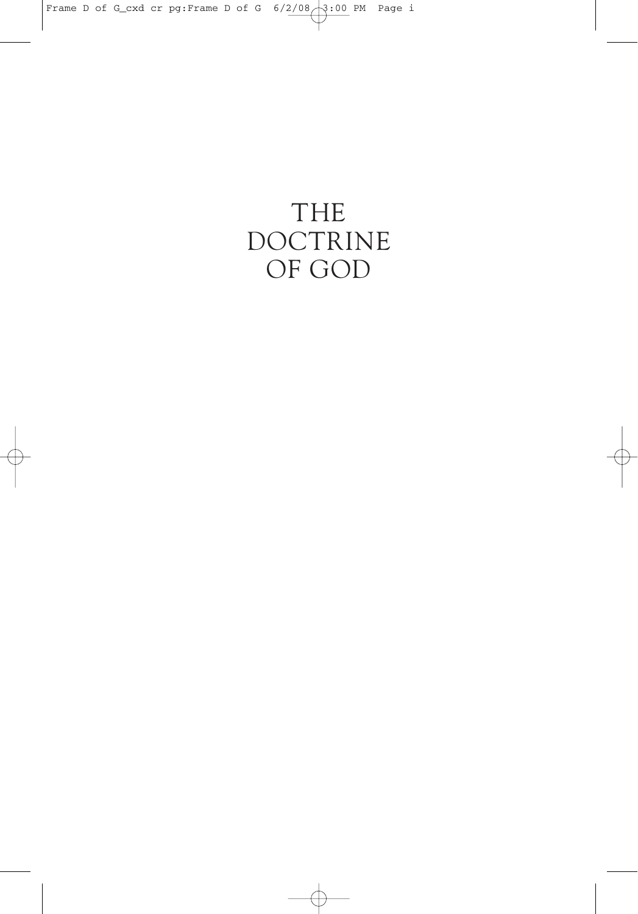# THE DOCTRINE OF GOD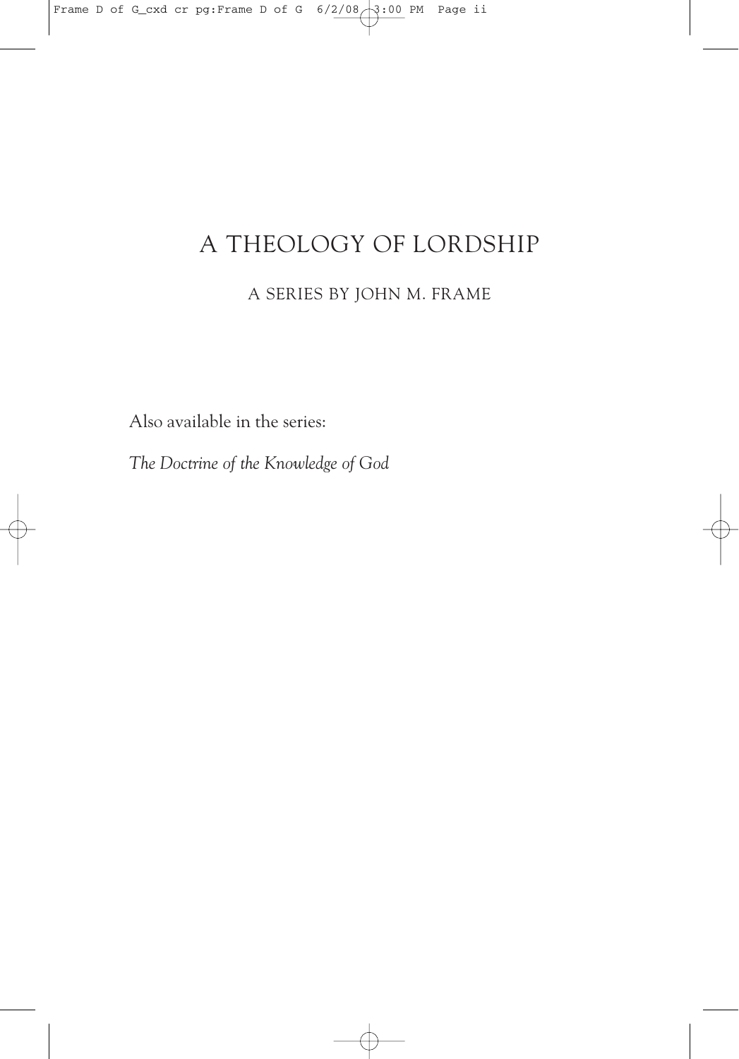# A THEOLOGY OF LORDSHIP

A SERIES BY JOHN M. FRAME

Also available in the series:

*The Doctrine of the Knowledge of God*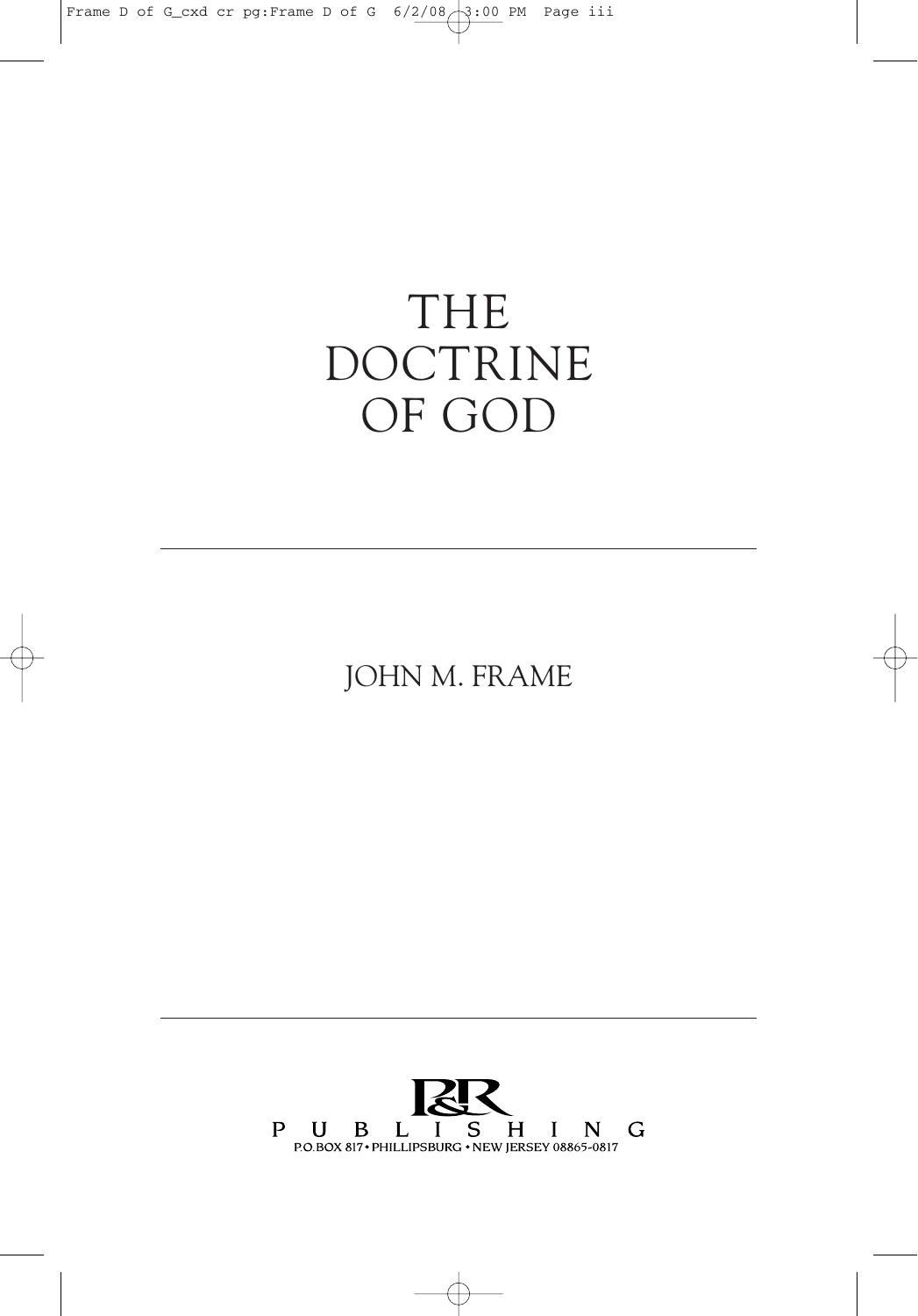# THE DOCTRINE OF GOD

JOHN M. FRAME

P&R PUBLISHING

P.O. BOX 817 • PHILLIPSBURG • NEW JERSEY 08865-0817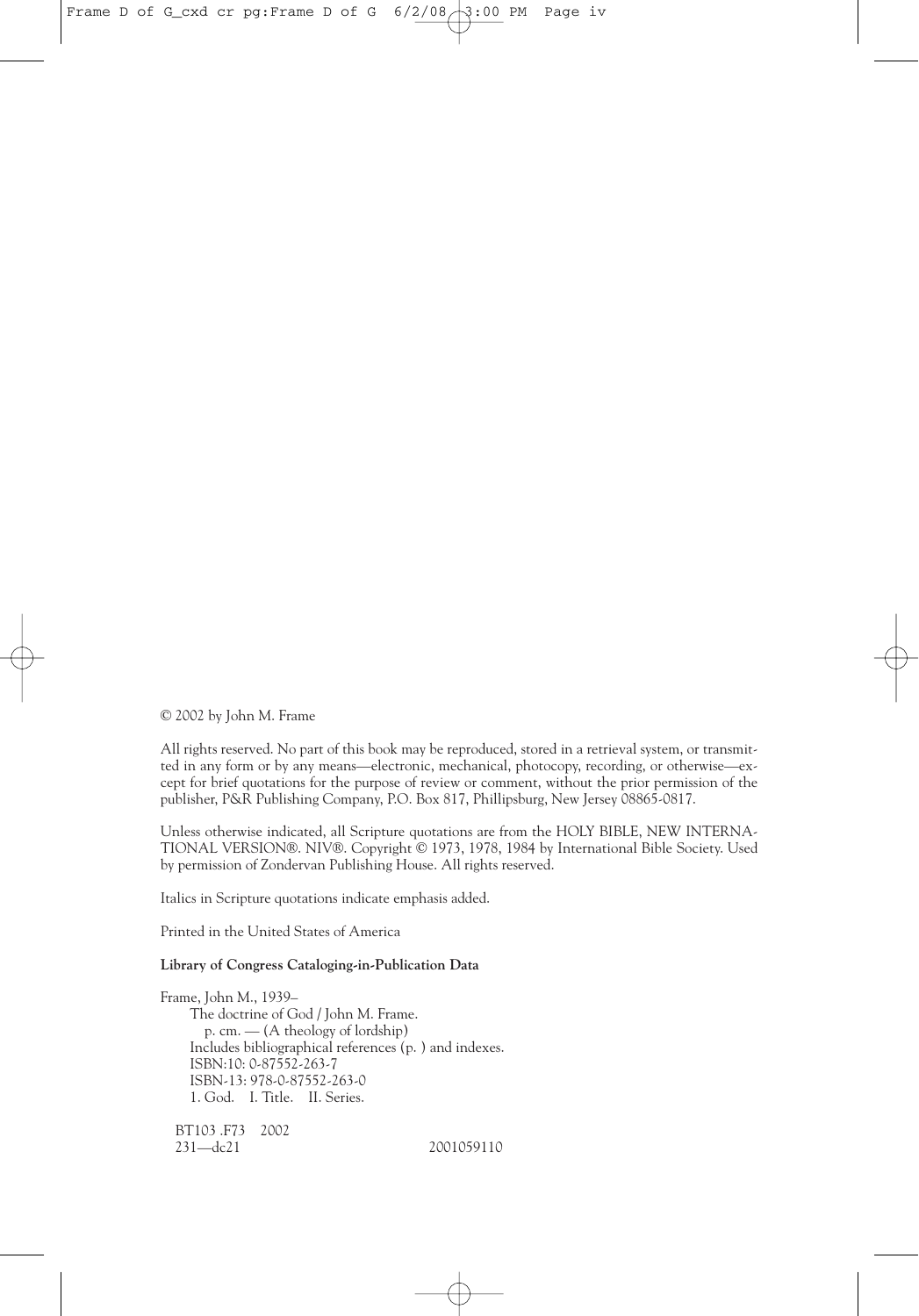© 2002 by John M. Frame

All rights reserved. No part of this book may be reproduced, stored in a retrieval system, or transmitted in any form or by any means—electronic, mechanical, photocopy, recording, or otherwise—except for brief quotations for the purpose of review or comment, without the prior permission of the publisher, P&R Publishing Company, P.O. Box 817, Phillipsburg, New Jersey 08865-0817.

Unless otherwise indicated, all Scripture quotations are from the HOLY BIBLE, NEW INTERNATIONAL VERSION®. NIV®. Copyright © 1973, 1978, 1984 by International Bible Society. Used by permission of Zondervan Publishing House. All rights reserved.

Italics in Scripture quotations indicate emphasis added.

Printed in the United States of America

**Library of Congress Cataloging-in-Publication Data**

Frame, John M., 1939–
The doctrine of God / John M. Frame.
p. cm. — (A theology of lordship)
Includes bibliographical references (p. ) and indexes.
ISBN:10: 0-87552-263-7
ISBN-13: 978-0-87552-263-0
1. God. I. Title. II. Series.

BT103 .F73 2002
231—dc21 2001059110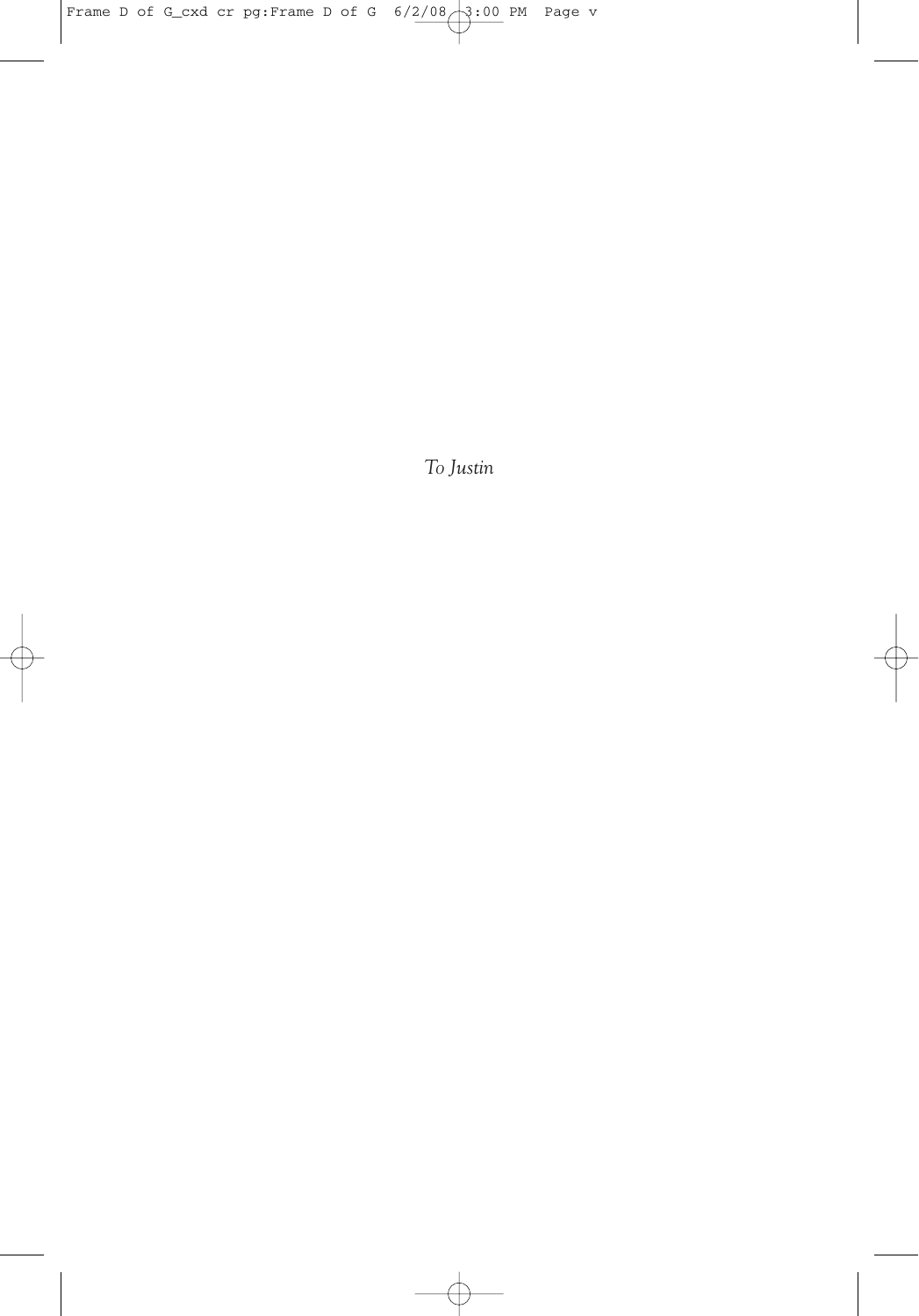*To Justin*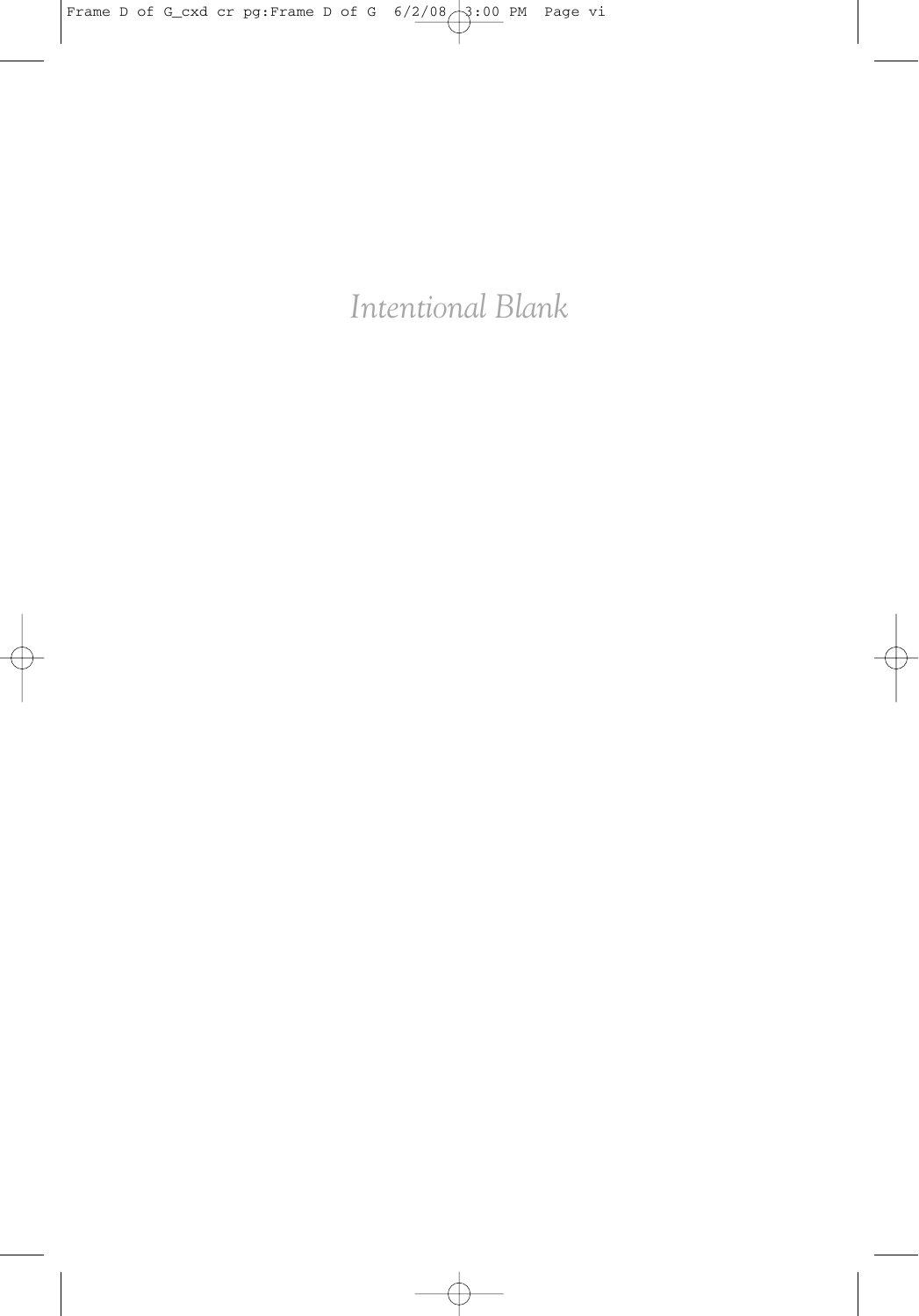*Intentional Blank*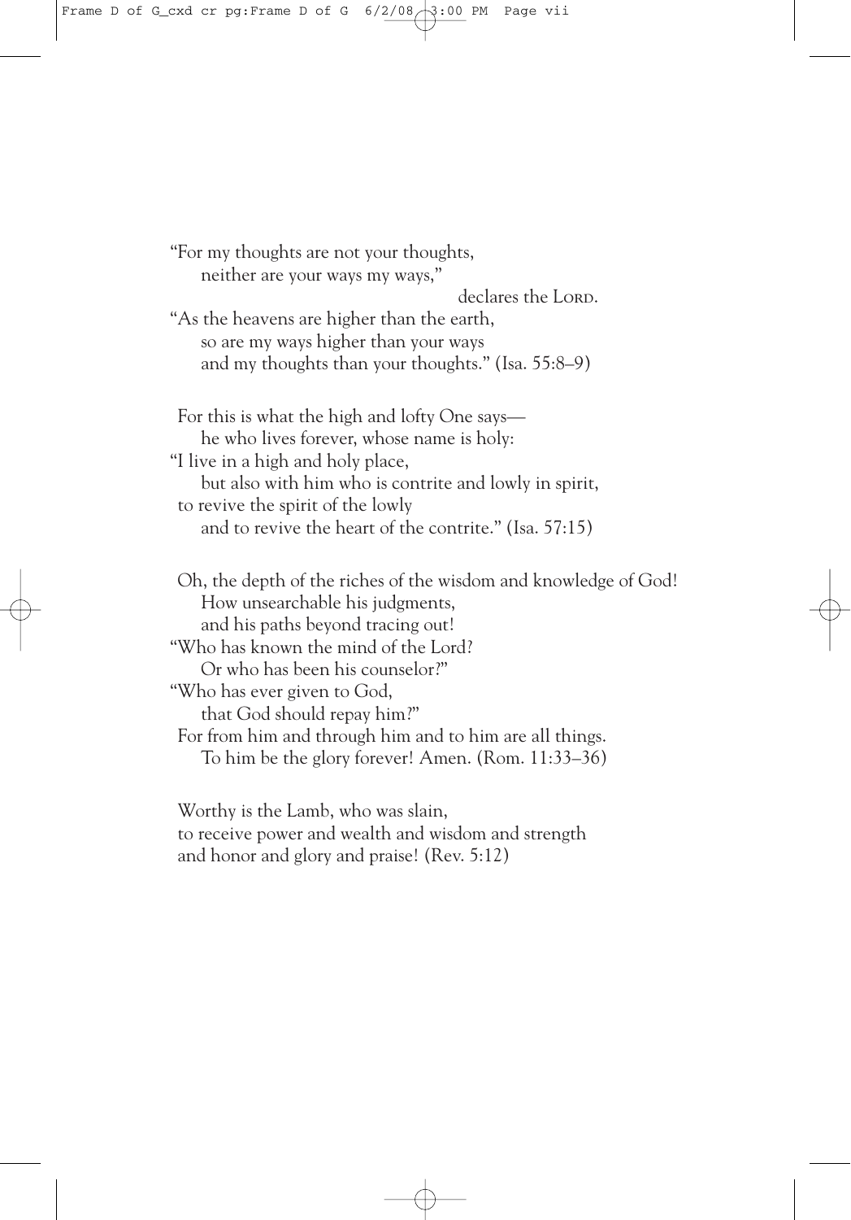"For my thoughts are not your thoughts,
    neither are your ways my ways,"
                                        declares the LORD.
"As the heavens are higher than the earth,
    so are my ways higher than your ways
    and my thoughts than your thoughts." (Isa. 55:8–9)

For this is what the high and lofty One says—
    he who lives forever, whose name is holy:
"I live in a high and holy place,
    but also with him who is contrite and lowly in spirit,
to revive the spirit of the lowly
    and to revive the heart of the contrite." (Isa. 57:15)

Oh, the depth of the riches of the wisdom and knowledge of God!
    How unsearchable his judgments,
    and his paths beyond tracing out!
"Who has known the mind of the Lord?
    Or who has been his counselor?"
"Who has ever given to God,
    that God should repay him?"
For from him and through him and to him are all things.
    To him be the glory forever! Amen. (Rom. 11:33–36)

Worthy is the Lamb, who was slain,
to receive power and wealth and wisdom and strength
and honor and glory and praise! (Rev. 5:12)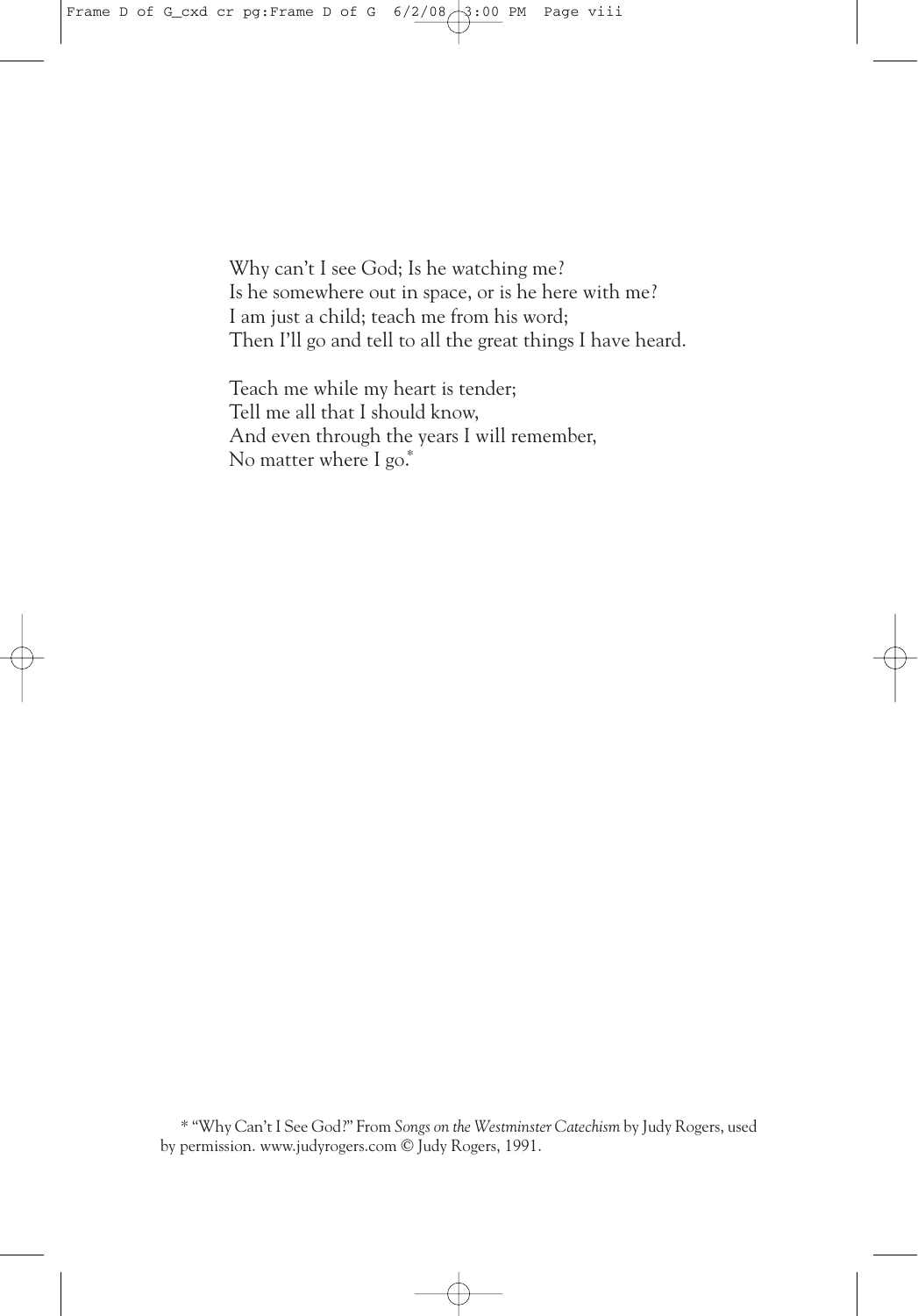Why can't I see God; Is he watching me?
Is he somewhere out in space, or is he here with me?
I am just a child; teach me from his word;
Then I'll go and tell to all the great things I have heard.

Teach me while my heart is tender;
Tell me all that I should know,
And even through the years I will remember,
No matter where I go.*

* "Why Can't I See God?" From *Songs on the Westminster Catechism* by Judy Rogers, used by permission. www.judyrogers.com © Judy Rogers, 1991.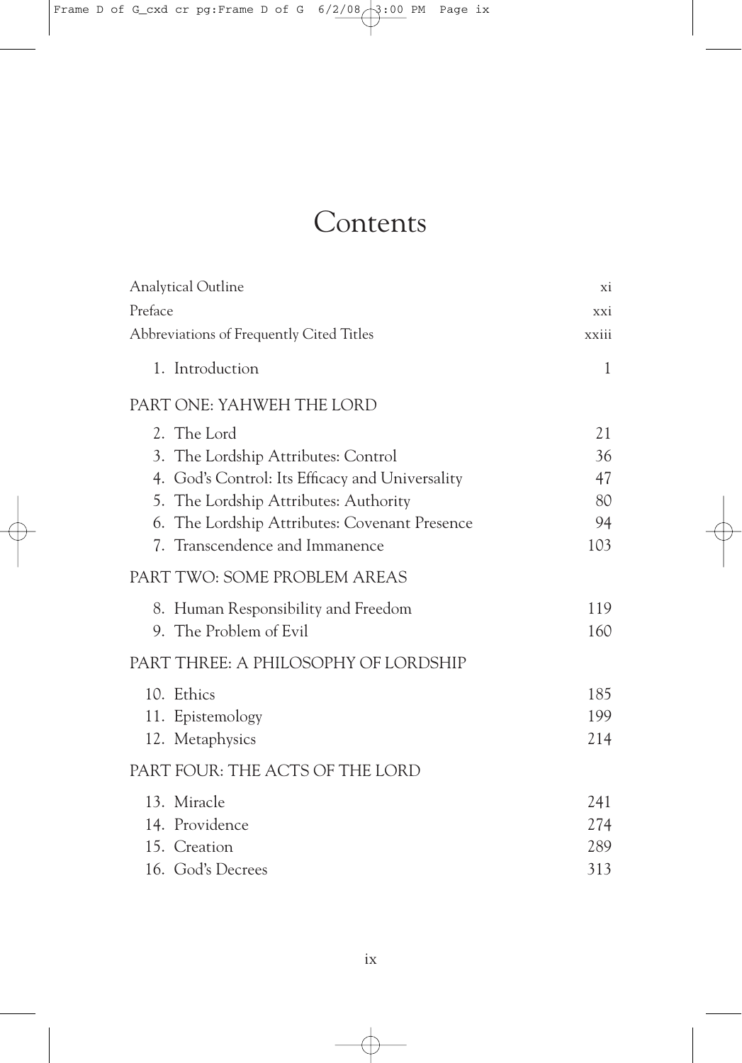# Contents

| | |
|---|---|
| Analytical Outline | xi |
| Preface | xxi |
| Abbreviations of Frequently Cited Titles | xxiii |
| 1. Introduction | 1 |
| **PART ONE: YAHWEH THE LORD** | |
| 2. The Lord | 21 |
| 3. The Lordship Attributes: Control | 36 |
| 4. God's Control: Its Efficacy and Universality | 47 |
| 5. The Lordship Attributes: Authority | 80 |
| 6. The Lordship Attributes: Covenant Presence | 94 |
| 7. Transcendence and Immanence | 103 |
| **PART TWO: SOME PROBLEM AREAS** | |
| 8. Human Responsibility and Freedom | 119 |
| 9. The Problem of Evil | 160 |
| **PART THREE: A PHILOSOPHY OF LORDSHIP** | |
| 10. Ethics | 185 |
| 11. Epistemology | 199 |
| 12. Metaphysics | 214 |
| **PART FOUR: THE ACTS OF THE LORD** | |
| 13. Miracle | 241 |
| 14. Providence | 274 |
| 15. Creation | 289 |
| 16. God's Decrees | 313 |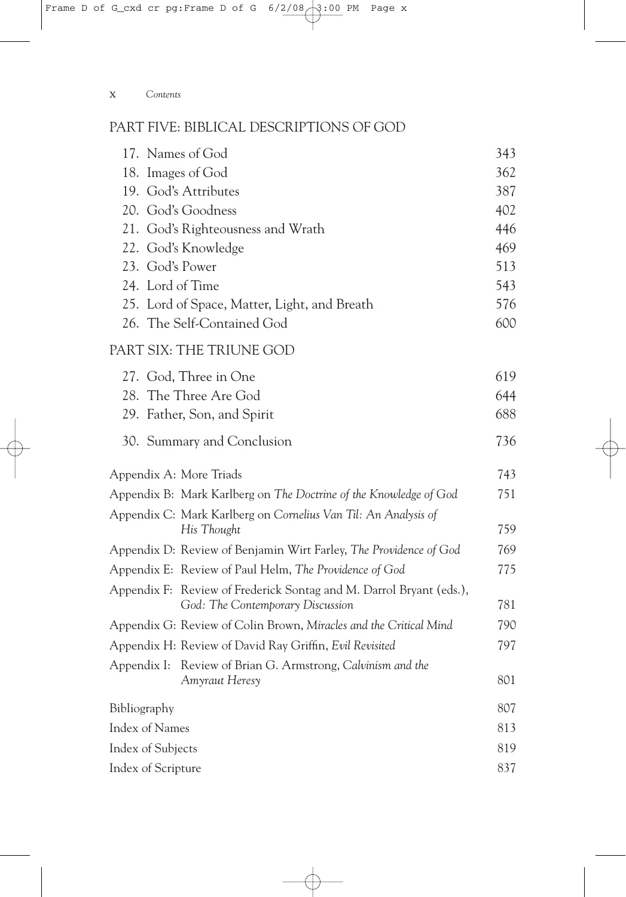## PART FIVE: BIBLICAL DESCRIPTIONS OF GOD

| | |
|---|---|
| 17. Names of God | 343 |
| 18. Images of God | 362 |
| 19. God's Attributes | 387 |
| 20. God's Goodness | 402 |
| 21. God's Righteousness and Wrath | 446 |
| 22. God's Knowledge | 469 |
| 23. God's Power | 513 |
| 24. Lord of Time | 543 |
| 25. Lord of Space, Matter, Light, and Breath | 576 |
| 26. The Self-Contained God | 600 |

## PART SIX: THE TRIUNE GOD

| | |
|---|---|
| 27. God, Three in One | 619 |
| 28. The Three Are God | 644 |
| 29. Father, Son, and Spirit | 688 |
| 30. Summary and Conclusion | 736 |

| | |
|---|---|
| Appendix A: More Triads | 743 |
| Appendix B: Mark Karlberg on *The Doctrine of the Knowledge of God* | 751 |
| Appendix C: Mark Karlberg on *Cornelius Van Til: An Analysis of His Thought* | 759 |
| Appendix D: Review of Benjamin Wirt Farley, *The Providence of God* | 769 |
| Appendix E: Review of Paul Helm, *The Providence of God* | 775 |
| Appendix F: Review of Frederick Sontag and M. Darrol Bryant (eds.), *God: The Contemporary Discussion* | 781 |
| Appendix G: Review of Colin Brown, *Miracles and the Critical Mind* | 790 |
| Appendix H: Review of David Ray Griffin, *Evil Revisited* | 797 |
| Appendix I: Review of Brian G. Armstrong, *Calvinism and the Amyraut Heresy* | 801 |

| | |
|---|---|
| Bibliography | 807 |
| Index of Names | 813 |
| Index of Subjects | 819 |
| Index of Scripture | 837 |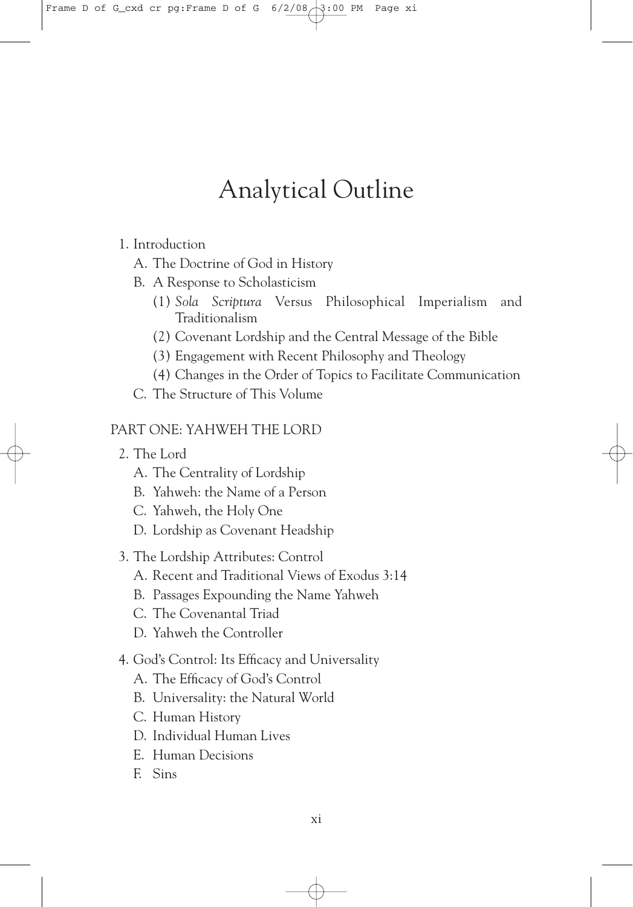# Analytical Outline

1. Introduction
    - A. The Doctrine of God in History
    - B. A Response to Scholasticism
        - (1) *Sola Scriptura* Versus Philosophical Imperialism and Traditionalism
        - (2) Covenant Lordship and the Central Message of the Bible
        - (3) Engagement with Recent Philosophy and Theology
        - (4) Changes in the Order of Topics to Facilitate Communication
    - C. The Structure of This Volume

## PART ONE: YAHWEH THE LORD

2. The Lord
    - A. The Centrality of Lordship
    - B. Yahweh: the Name of a Person
    - C. Yahweh, the Holy One
    - D. Lordship as Covenant Headship

3. The Lordship Attributes: Control
    - A. Recent and Traditional Views of Exodus 3:14
    - B. Passages Expounding the Name Yahweh
    - C. The Covenantal Triad
    - D. Yahweh the Controller

4. God's Control: Its Efficacy and Universality
    - A. The Efficacy of God's Control
    - B. Universality: the Natural World
    - C. Human History
    - D. Individual Human Lives
    - E. Human Decisions
    - F. Sins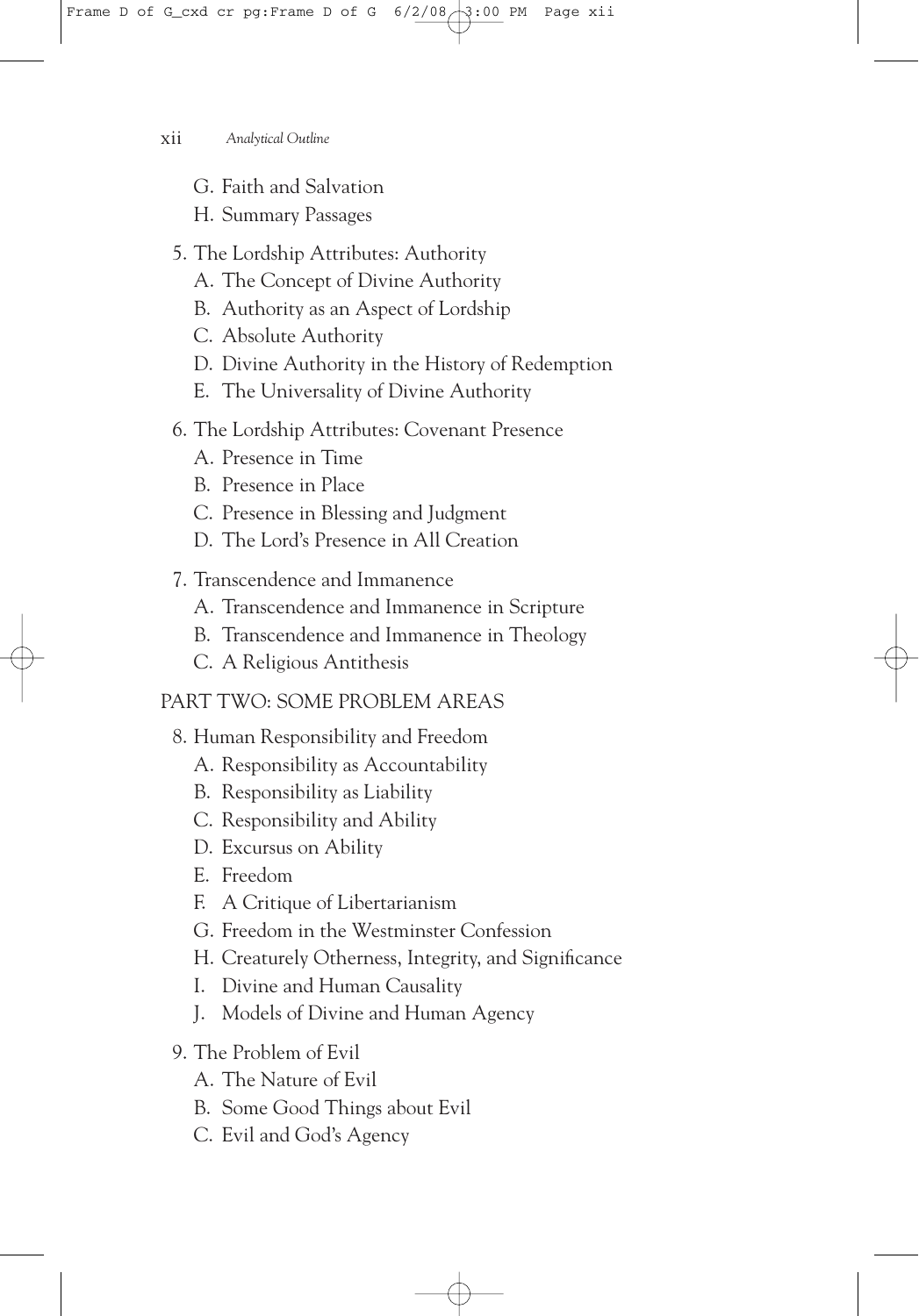G. Faith and Salvation
   H. Summary Passages

5. The Lordship Attributes: Authority
   A. The Concept of Divine Authority
   B. Authority as an Aspect of Lordship
   C. Absolute Authority
   D. Divine Authority in the History of Redemption
   E. The Universality of Divine Authority

6. The Lordship Attributes: Covenant Presence
   A. Presence in Time
   B. Presence in Place
   C. Presence in Blessing and Judgment
   D. The Lord's Presence in All Creation

7. Transcendence and Immanence
   A. Transcendence and Immanence in Scripture
   B. Transcendence and Immanence in Theology
   C. A Religious Antithesis

PART TWO: SOME PROBLEM AREAS

8. Human Responsibility and Freedom
   A. Responsibility as Accountability
   B. Responsibility as Liability
   C. Responsibility and Ability
   D. Excursus on Ability
   E. Freedom
   F. A Critique of Libertarianism
   G. Freedom in the Westminster Confession
   H. Creaturely Otherness, Integrity, and Significance
   I. Divine and Human Causality
   J. Models of Divine and Human Agency

9. The Problem of Evil
   A. The Nature of Evil
   B. Some Good Things about Evil
   C. Evil and God's Agency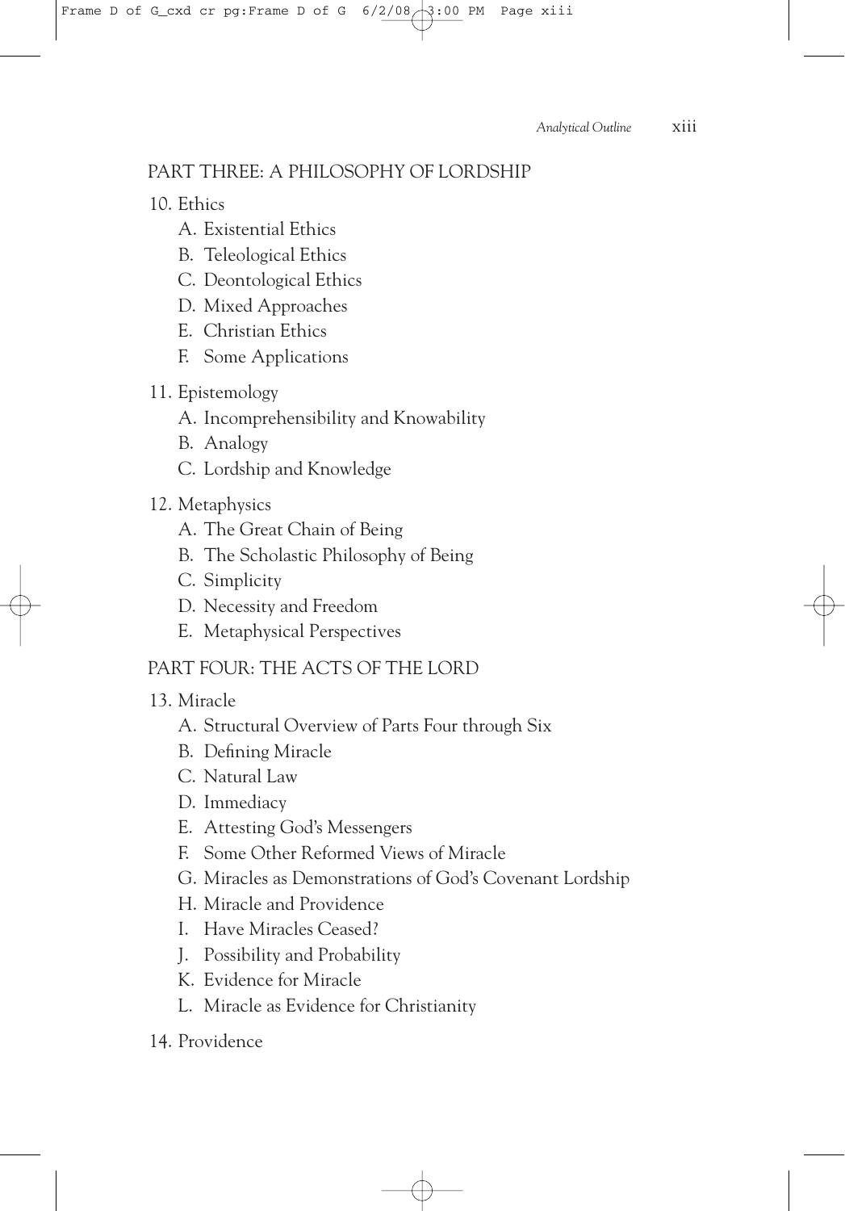## PART THREE: A PHILOSOPHY OF LORDSHIP

10. Ethics
    - A. Existential Ethics
    - B. Teleological Ethics
    - C. Deontological Ethics
    - D. Mixed Approaches
    - E. Christian Ethics
    - F. Some Applications

11. Epistemology
    - A. Incomprehensibility and Knowability
    - B. Analogy
    - C. Lordship and Knowledge

12. Metaphysics
    - A. The Great Chain of Being
    - B. The Scholastic Philosophy of Being
    - C. Simplicity
    - D. Necessity and Freedom
    - E. Metaphysical Perspectives

## PART FOUR: THE ACTS OF THE LORD

13. Miracle
    - A. Structural Overview of Parts Four through Six
    - B. Defining Miracle
    - C. Natural Law
    - D. Immediacy
    - E. Attesting God's Messengers
    - F. Some Other Reformed Views of Miracle
    - G. Miracles as Demonstrations of God's Covenant Lordship
    - H. Miracle and Providence
    - I. Have Miracles Ceased?
    - J. Possibility and Probability
    - K. Evidence for Miracle
    - L. Miracle as Evidence for Christianity

14. Providence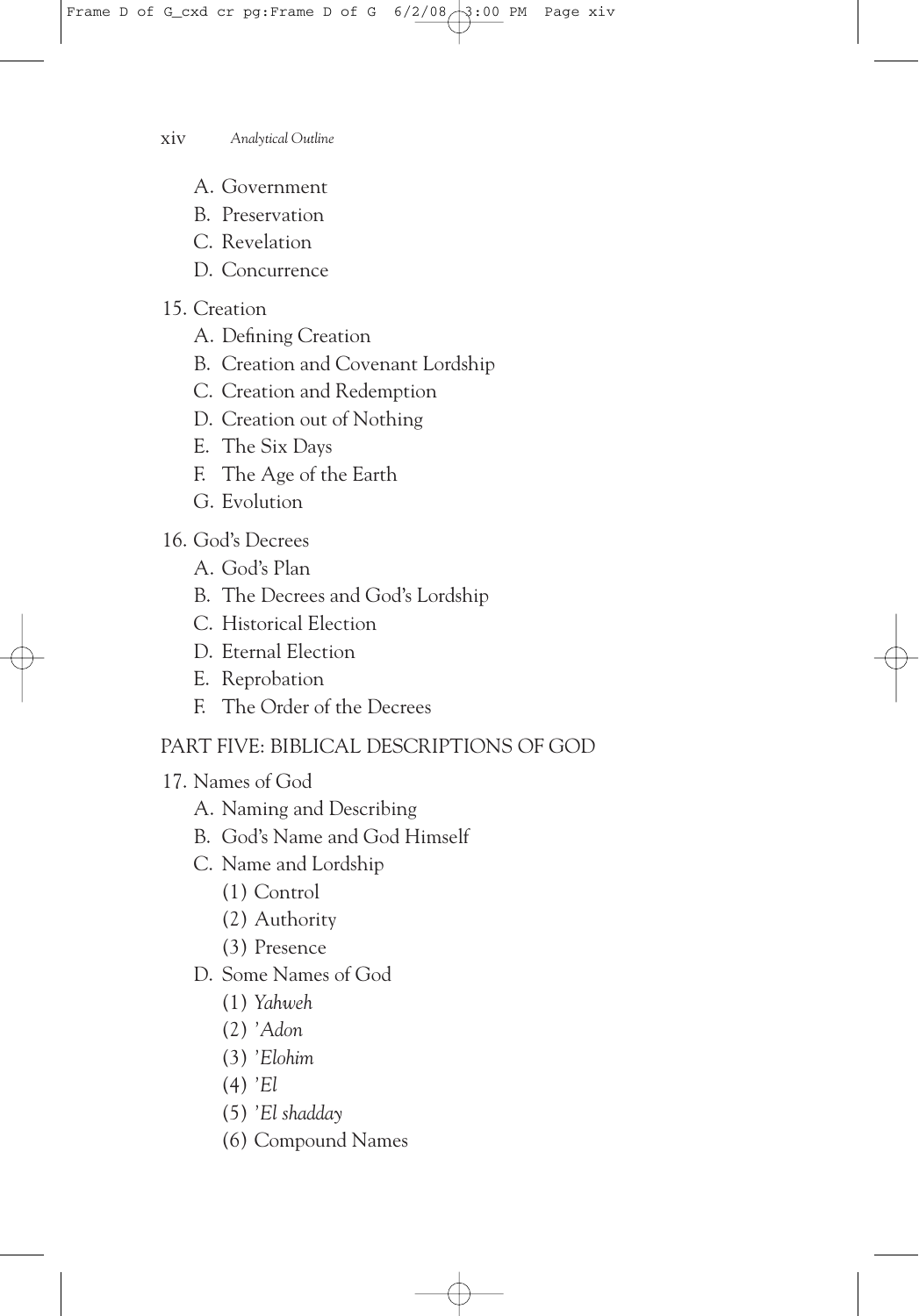- A. Government
- B. Preservation
- C. Revelation
- D. Concurrence

15. Creation
   - A. Defining Creation
   - B. Creation and Covenant Lordship
   - C. Creation and Redemption
   - D. Creation out of Nothing
   - E. The Six Days
   - F. The Age of the Earth
   - G. Evolution

16. God's Decrees
   - A. God's Plan
   - B. The Decrees and God's Lordship
   - C. Historical Election
   - D. Eternal Election
   - E. Reprobation
   - F. The Order of the Decrees

PART FIVE: BIBLICAL DESCRIPTIONS OF GOD

17. Names of God
   - A. Naming and Describing
   - B. God's Name and God Himself
   - C. Name and Lordship
      - (1) Control
      - (2) Authority
      - (3) Presence
   - D. Some Names of God
      - (1) *Yahweh*
      - (2) *'Adon*
      - (3) *'Elohim*
      - (4) *'El*
      - (5) *'El shadday*
      - (6) Compound Names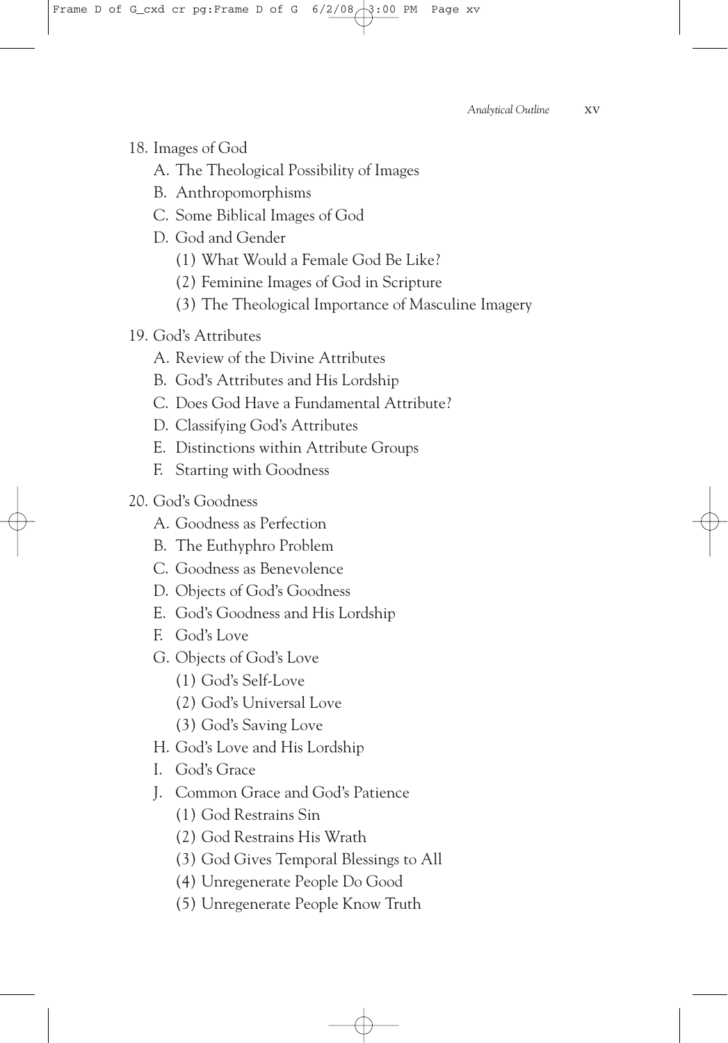18. Images of God
    - A. The Theological Possibility of Images
    - B. Anthropomorphisms
    - C. Some Biblical Images of God
    - D. God and Gender
        - (1) What Would a Female God Be Like?
        - (2) Feminine Images of God in Scripture
        - (3) The Theological Importance of Masculine Imagery

19. God's Attributes
    - A. Review of the Divine Attributes
    - B. God's Attributes and His Lordship
    - C. Does God Have a Fundamental Attribute?
    - D. Classifying God's Attributes
    - E. Distinctions within Attribute Groups
    - F. Starting with Goodness

20. God's Goodness
    - A. Goodness as Perfection
    - B. The Euthyphro Problem
    - C. Goodness as Benevolence
    - D. Objects of God's Goodness
    - E. God's Goodness and His Lordship
    - F. God's Love
    - G. Objects of God's Love
        - (1) God's Self-Love
        - (2) God's Universal Love
        - (3) God's Saving Love
    - H. God's Love and His Lordship
    - I. God's Grace
    - J. Common Grace and God's Patience
        - (1) God Restrains Sin
        - (2) God Restrains His Wrath
        - (3) God Gives Temporal Blessings to All
        - (4) Unregenerate People Do Good
        - (5) Unregenerate People Know Truth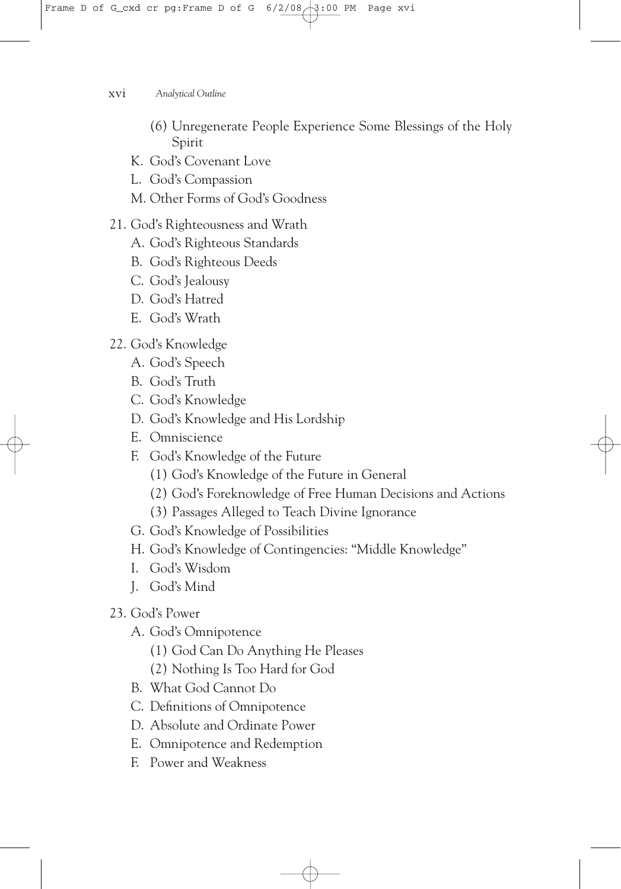- (6) Unregenerate People Experience Some Blessings of the Holy Spirit
- K. God's Covenant Love
- L. God's Compassion
- M. Other Forms of God's Goodness

21. God's Righteousness and Wrath
    - A. God's Righteous Standards
    - B. God's Righteous Deeds
    - C. God's Jealousy
    - D. God's Hatred
    - E. God's Wrath

22. God's Knowledge
    - A. God's Speech
    - B. God's Truth
    - C. God's Knowledge
    - D. God's Knowledge and His Lordship
    - E. Omniscience
    - F. God's Knowledge of the Future
        - (1) God's Knowledge of the Future in General
        - (2) God's Foreknowledge of Free Human Decisions and Actions
        - (3) Passages Alleged to Teach Divine Ignorance
    - G. God's Knowledge of Possibilities
    - H. God's Knowledge of Contingencies: "Middle Knowledge"
    - I. God's Wisdom
    - J. God's Mind

23. God's Power
    - A. God's Omnipotence
        - (1) God Can Do Anything He Pleases
        - (2) Nothing Is Too Hard for God
    - B. What God Cannot Do
    - C. Definitions of Omnipotence
    - D. Absolute and Ordinate Power
    - E. Omnipotence and Redemption
    - F. Power and Weakness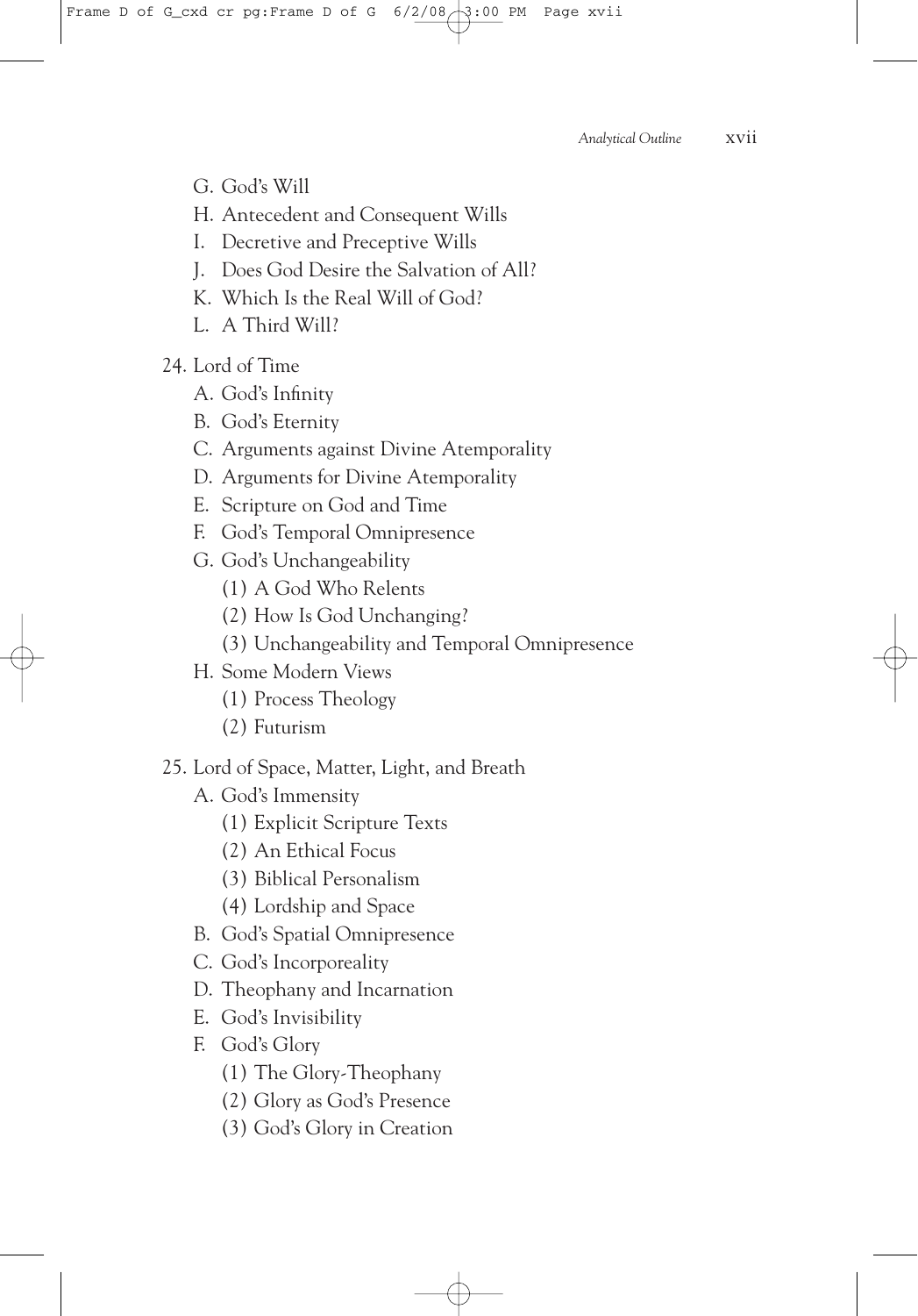- G. God's Will
- H. Antecedent and Consequent Wills
- I. Decretive and Preceptive Wills
- J. Does God Desire the Salvation of All?
- K. Which Is the Real Will of God?
- L. A Third Will?

24. Lord of Time
    - A. God's Infinity
    - B. God's Eternity
    - C. Arguments against Divine Atemporality
    - D. Arguments for Divine Atemporality
    - E. Scripture on God and Time
    - F. God's Temporal Omnipresence
    - G. God's Unchangeability
        - (1) A God Who Relents
        - (2) How Is God Unchanging?
        - (3) Unchangeability and Temporal Omnipresence
    - H. Some Modern Views
        - (1) Process Theology
        - (2) Futurism

25. Lord of Space, Matter, Light, and Breath
    - A. God's Immensity
        - (1) Explicit Scripture Texts
        - (2) An Ethical Focus
        - (3) Biblical Personalism
        - (4) Lordship and Space
    - B. God's Spatial Omnipresence
    - C. God's Incorporeality
    - D. Theophany and Incarnation
    - E. God's Invisibility
    - F. God's Glory
        - (1) The Glory-Theophany
        - (2) Glory as God's Presence
        - (3) God's Glory in Creation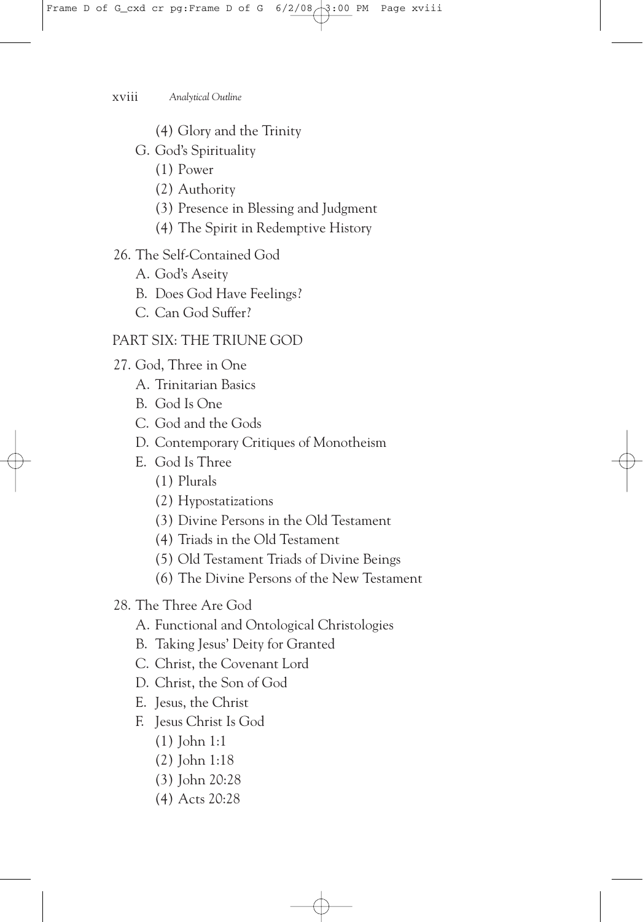(4) Glory and the Trinity

G. God's Spirituality

(1) Power

(2) Authority

(3) Presence in Blessing and Judgment

(4) The Spirit in Redemptive History

26. The Self-Contained God

A. God's Aseity

B. Does God Have Feelings?

C. Can God Suffer?

PART SIX: THE TRIUNE GOD

27. God, Three in One

A. Trinitarian Basics

B. God Is One

C. God and the Gods

D. Contemporary Critiques of Monotheism

E. God Is Three

(1) Plurals

(2) Hypostatizations

(3) Divine Persons in the Old Testament

(4) Triads in the Old Testament

(5) Old Testament Triads of Divine Beings

(6) The Divine Persons of the New Testament

28. The Three Are God

A. Functional and Ontological Christologies

B. Taking Jesus' Deity for Granted

C. Christ, the Covenant Lord

D. Christ, the Son of God

E. Jesus, the Christ

F. Jesus Christ Is God

(1) John 1:1

(2) John 1:18

(3) John 20:28

(4) Acts 20:28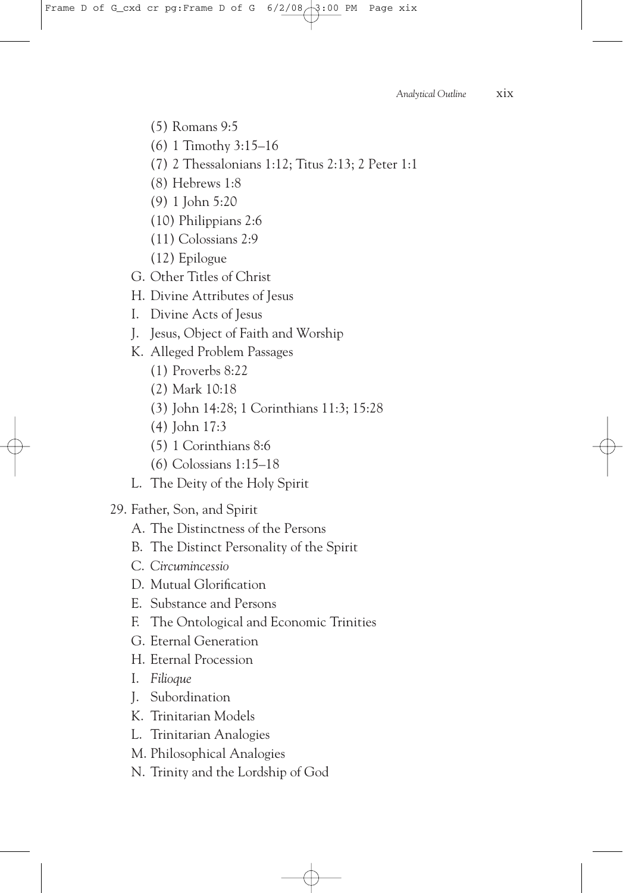- (5) Romans 9:5
- (6) 1 Timothy 3:15–16
- (7) 2 Thessalonians 1:12; Titus 2:13; 2 Peter 1:1
- (8) Hebrews 1:8
- (9) 1 John 5:20
- (10) Philippians 2:6
- (11) Colossians 2:9
- (12) Epilogue

G. Other Titles of Christ
H. Divine Attributes of Jesus
I. Divine Acts of Jesus
J. Jesus, Object of Faith and Worship
K. Alleged Problem Passages

- (1) Proverbs 8:22
- (2) Mark 10:18
- (3) John 14:28; 1 Corinthians 11:3; 15:28
- (4) John 17:3
- (5) 1 Corinthians 8:6
- (6) Colossians 1:15–18

L. The Deity of the Holy Spirit

29. Father, Son, and Spirit

A. The Distinctness of the Persons
B. The Distinct Personality of the Spirit
C. *Circumincessio*
D. Mutual Glorification
E. Substance and Persons
F. The Ontological and Economic Trinities
G. Eternal Generation
H. Eternal Procession
I. *Filioque*
J. Subordination
K. Trinitarian Models
L. Trinitarian Analogies
M. Philosophical Analogies
N. Trinity and the Lordship of God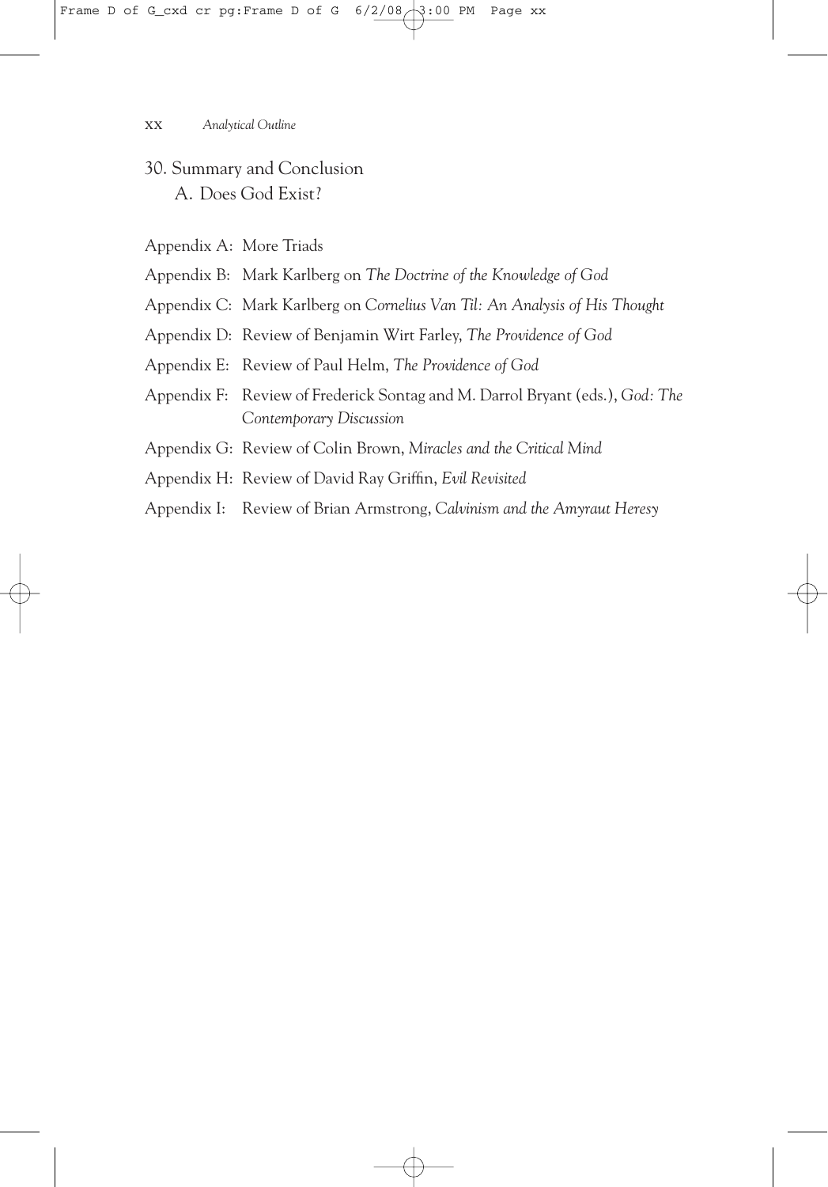30. Summary and Conclusion

   A. Does God Exist?

Appendix A: More Triads

Appendix B: Mark Karlberg on *The Doctrine of the Knowledge of God*

Appendix C: Mark Karlberg on *Cornelius Van Til: An Analysis of His Thought*

Appendix D: Review of Benjamin Wirt Farley, *The Providence of God*

Appendix E: Review of Paul Helm, *The Providence of God*

Appendix F: Review of Frederick Sontag and M. Darrol Bryant (eds.), *God: The Contemporary Discussion*

Appendix G: Review of Colin Brown, *Miracles and the Critical Mind*

Appendix H: Review of David Ray Griffin, *Evil Revisited*

Appendix I: Review of Brian Armstrong, *Calvinism and the Amyraut Heresy*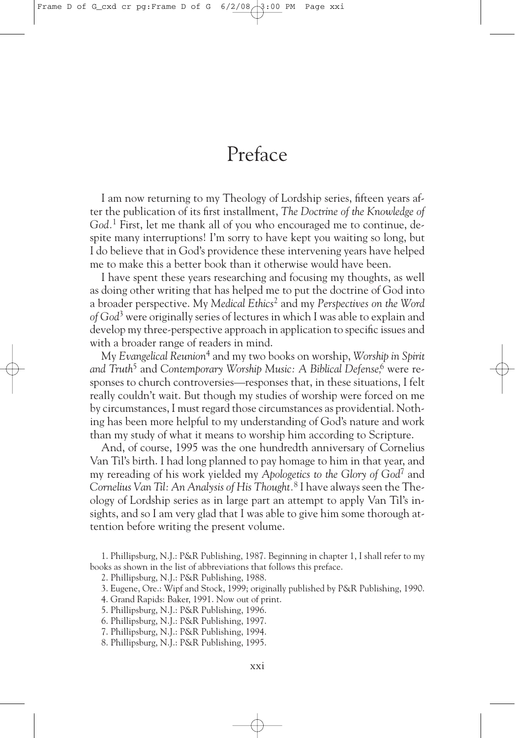# Preface

I am now returning to my Theology of Lordship series, fifteen years after the publication of its first installment, *The Doctrine of the Knowledge of God*.[1] First, let me thank all of you who encouraged me to continue, despite many interruptions! I'm sorry to have kept you waiting so long, but I do believe that in God's providence these intervening years have helped me to make this a better book than it otherwise would have been.

I have spent these years researching and focusing my thoughts, as well as doing other writing that has helped me to put the doctrine of God into a broader perspective. My *Medical Ethics*[2] and my *Perspectives on the Word of God*[3] were originally series of lectures in which I was able to explain and develop my three-perspective approach in application to specific issues and with a broader range of readers in mind.

My *Evangelical Reunion*[4] and my two books on worship, *Worship in Spirit and Truth*[5] and *Contemporary Worship Music: A Biblical Defense*,[6] were responses to church controversies—responses that, in these situations, I felt really couldn't wait. But though my studies of worship were forced on me by circumstances, I must regard those circumstances as providential. Nothing has been more helpful to my understanding of God's nature and work than my study of what it means to worship him according to Scripture.

And, of course, 1995 was the one hundredth anniversary of Cornelius Van Til's birth. I had long planned to pay homage to him in that year, and my rereading of his work yielded my *Apologetics to the Glory of God*[7] and *Cornelius Van Til: An Analysis of His Thought*.[8] I have always seen the Theology of Lordship series as in large part an attempt to apply Van Til's insights, and so I am very glad that I was able to give him some thorough attention before writing the present volume.

1. Phillipsburg, N.J.: P&R Publishing, 1987. Beginning in chapter 1, I shall refer to my books as shown in the list of abbreviations that follows this preface.

2. Phillipsburg, N.J.: P&R Publishing, 1988.

3. Eugene, Ore.: Wipf and Stock, 1999; originally published by P&R Publishing, 1990.

4. Grand Rapids: Baker, 1991. Now out of print.

5. Phillipsburg, N.J.: P&R Publishing, 1996.

6. Phillipsburg, N.J.: P&R Publishing, 1997.

7. Phillipsburg, N.J.: P&R Publishing, 1994.

8. Phillipsburg, N.J.: P&R Publishing, 1995.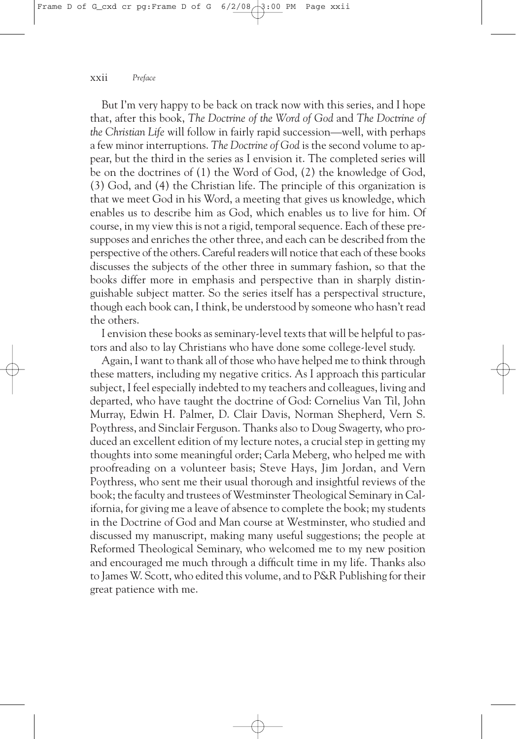But I'm very happy to be back on track now with this series, and I hope that, after this book, *The Doctrine of the Word of God* and *The Doctrine of the Christian Life* will follow in fairly rapid succession—well, with perhaps a few minor interruptions. *The Doctrine of God* is the second volume to appear, but the third in the series as I envision it. The completed series will be on the doctrines of (1) the Word of God, (2) the knowledge of God, (3) God, and (4) the Christian life. The principle of this organization is that we meet God in his Word, a meeting that gives us knowledge, which enables us to describe him as God, which enables us to live for him. Of course, in my view this is not a rigid, temporal sequence. Each of these presupposes and enriches the other three, and each can be described from the perspective of the others. Careful readers will notice that each of these books discusses the subjects of the other three in summary fashion, so that the books differ more in emphasis and perspective than in sharply distinguishable subject matter. So the series itself has a perspectival structure, though each book can, I think, be understood by someone who hasn't read the others.

I envision these books as seminary-level texts that will be helpful to pastors and also to lay Christians who have done some college-level study.

Again, I want to thank all of those who have helped me to think through these matters, including my negative critics. As I approach this particular subject, I feel especially indebted to my teachers and colleagues, living and departed, who have taught the doctrine of God: Cornelius Van Til, John Murray, Edwin H. Palmer, D. Clair Davis, Norman Shepherd, Vern S. Poythress, and Sinclair Ferguson. Thanks also to Doug Swagerty, who produced an excellent edition of my lecture notes, a crucial step in getting my thoughts into some meaningful order; Carla Meberg, who helped me with proofreading on a volunteer basis; Steve Hays, Jim Jordan, and Vern Poythress, who sent me their usual thorough and insightful reviews of the book; the faculty and trustees of Westminster Theological Seminary in California, for giving me a leave of absence to complete the book; my students in the Doctrine of God and Man course at Westminster, who studied and discussed my manuscript, making many useful suggestions; the people at Reformed Theological Seminary, who welcomed me to my new position and encouraged me much through a difficult time in my life. Thanks also to James W. Scott, who edited this volume, and to P&R Publishing for their great patience with me.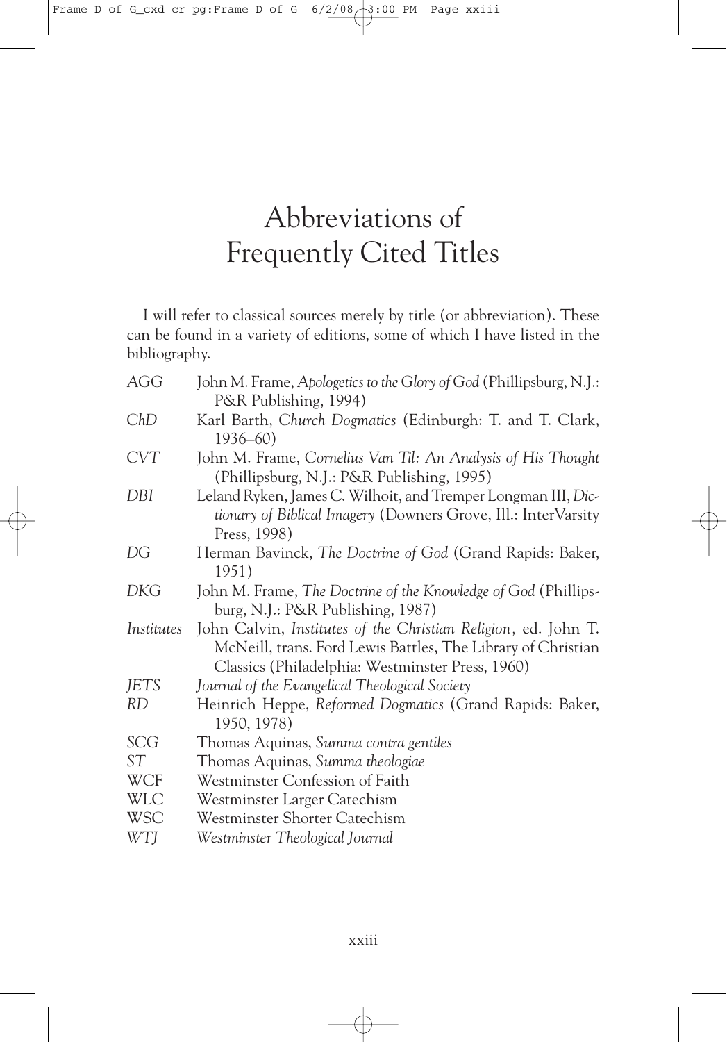# Abbreviations of Frequently Cited Titles

I will refer to classical sources merely by title (or abbreviation). These can be found in a variety of editions, some of which I have listed in the bibliography.

| | |
|---|---|
| *AGG* | John M. Frame, *Apologetics to the Glory of God* (Phillipsburg, N.J.: P&R Publishing, 1994) |
| *ChD* | Karl Barth, *Church Dogmatics* (Edinburgh: T. and T. Clark, 1936–60) |
| *CVT* | John M. Frame, *Cornelius Van Til: An Analysis of His Thought* (Phillipsburg, N.J.: P&R Publishing, 1995) |
| *DBI* | Leland Ryken, James C. Wilhoit, and Tremper Longman III, *Dictionary of Biblical Imagery* (Downers Grove, Ill.: InterVarsity Press, 1998) |
| *DG* | Herman Bavinck, *The Doctrine of God* (Grand Rapids: Baker, 1951) |
| *DKG* | John M. Frame, *The Doctrine of the Knowledge of God* (Phillipsburg, N.J.: P&R Publishing, 1987) |
| *Institutes* | John Calvin, *Institutes of the Christian Religion*, ed. John T. McNeill, trans. Ford Lewis Battles, The Library of Christian Classics (Philadelphia: Westminster Press, 1960) |
| *JETS* | *Journal of the Evangelical Theological Society* |
| *RD* | Heinrich Heppe, *Reformed Dogmatics* (Grand Rapids: Baker, 1950, 1978) |
| *SCG* | Thomas Aquinas, *Summa contra gentiles* |
| *ST* | Thomas Aquinas, *Summa theologiae* |
| WCF | Westminster Confession of Faith |
| WLC | Westminster Larger Catechism |
| WSC | Westminster Shorter Catechism |
| *WTJ* | *Westminster Theological Journal* |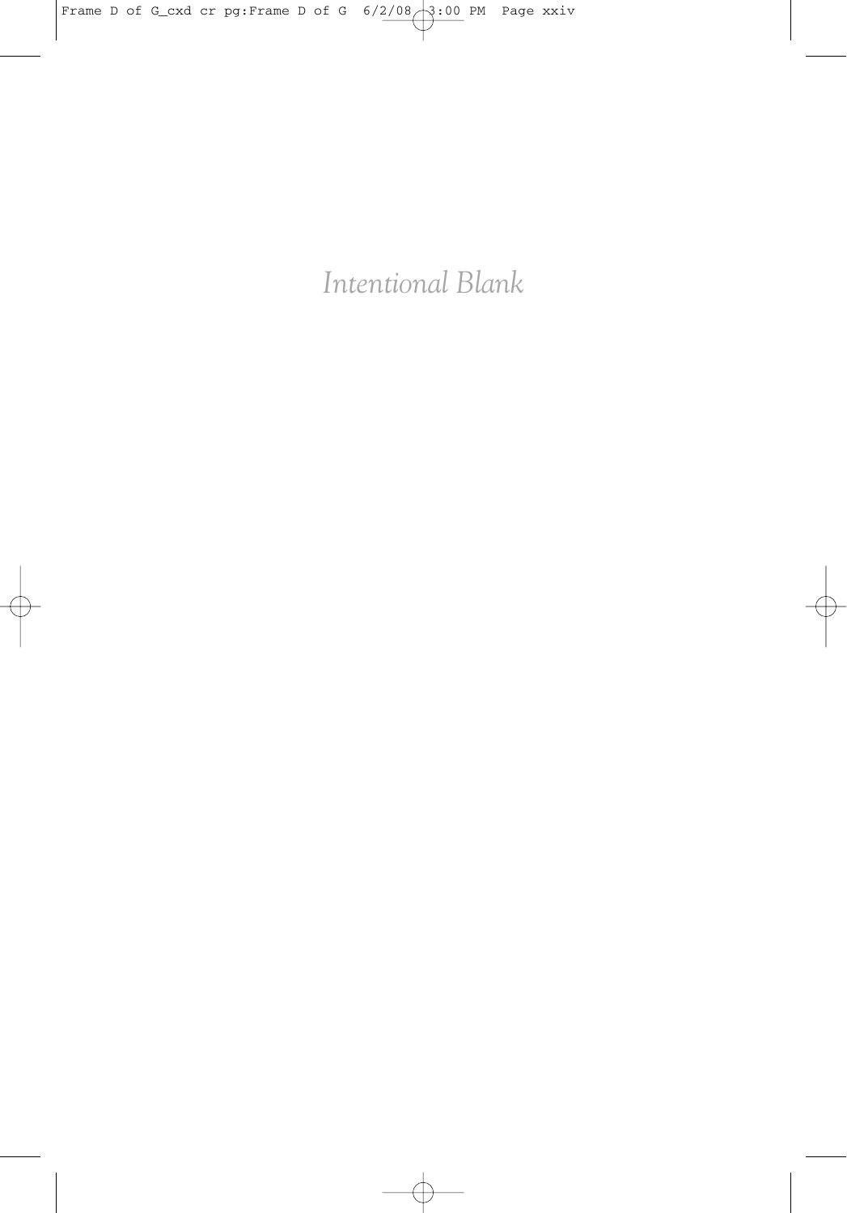*Intentional Blank*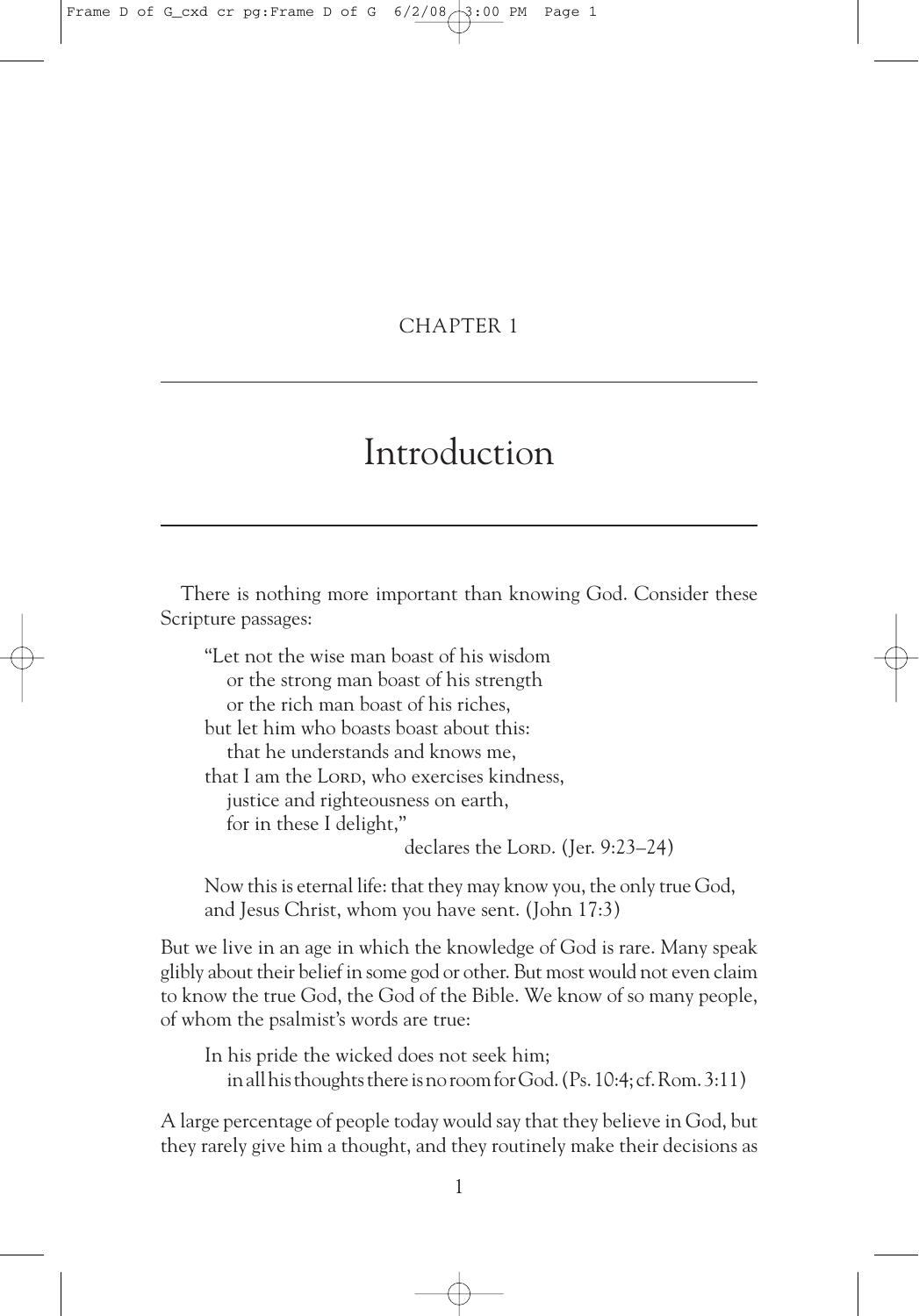CHAPTER 1

# Introduction

There is nothing more important than knowing God. Consider these Scripture passages:

> "Let not the wise man boast of his wisdom
> or the strong man boast of his strength
> or the rich man boast of his riches,
> but let him who boasts boast about this:
> that he understands and knows me,
> that I am the LORD, who exercises kindness,
> justice and righteousness on earth,
> for in these I delight,"
> declares the LORD. (Jer. 9:23–24)

> Now this is eternal life: that they may know you, the only true God, and Jesus Christ, whom you have sent. (John 17:3)

But we live in an age in which the knowledge of God is rare. Many speak glibly about their belief in some god or other. But most would not even claim to know the true God, the God of the Bible. We know of so many people, of whom the psalmist's words are true:

> In his pride the wicked does not seek him;
> in all his thoughts there is no room for God. (Ps. 10:4; cf. Rom. 3:11)

A large percentage of people today would say that they believe in God, but they rarely give him a thought, and they routinely make their decisions as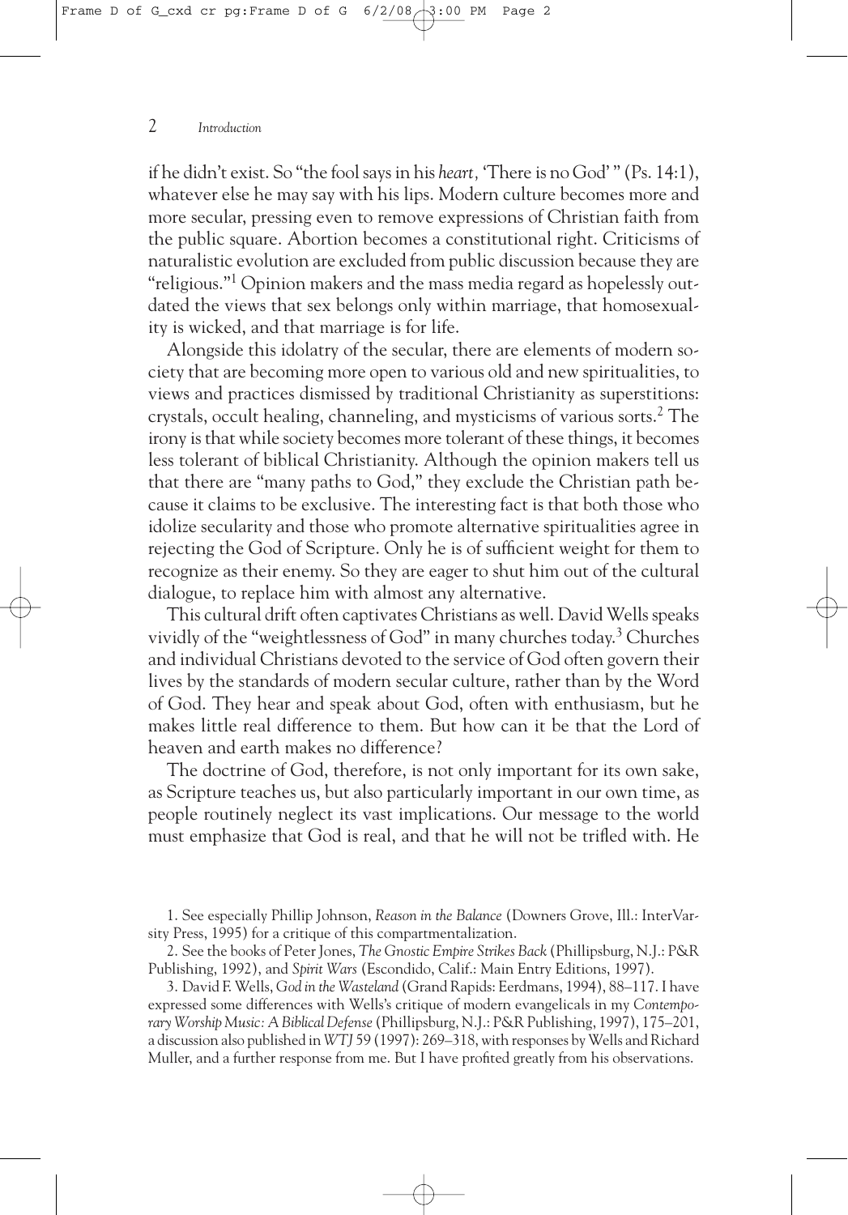if he didn't exist. So "the fool says in his *heart,* 'There is no God' " (Ps. 14:1), whatever else he may say with his lips. Modern culture becomes more and more secular, pressing even to remove expressions of Christian faith from the public square. Abortion becomes a constitutional right. Criticisms of naturalistic evolution are excluded from public discussion because they are "religious."[1] Opinion makers and the mass media regard as hopelessly outdated the views that sex belongs only within marriage, that homosexuality is wicked, and that marriage is for life.

Alongside this idolatry of the secular, there are elements of modern society that are becoming more open to various old and new spiritualities, to views and practices dismissed by traditional Christianity as superstitions: crystals, occult healing, channeling, and mysticisms of various sorts.[2] The irony is that while society becomes more tolerant of these things, it becomes less tolerant of biblical Christianity. Although the opinion makers tell us that there are "many paths to God," they exclude the Christian path because it claims to be exclusive. The interesting fact is that both those who idolize secularity and those who promote alternative spiritualities agree in rejecting the God of Scripture. Only he is of sufficient weight for them to recognize as their enemy. So they are eager to shut him out of the cultural dialogue, to replace him with almost any alternative.

This cultural drift often captivates Christians as well. David Wells speaks vividly of the "weightlessness of God" in many churches today.[3] Churches and individual Christians devoted to the service of God often govern their lives by the standards of modern secular culture, rather than by the Word of God. They hear and speak about God, often with enthusiasm, but he makes little real difference to them. But how can it be that the Lord of heaven and earth makes no difference?

The doctrine of God, therefore, is not only important for its own sake, as Scripture teaches us, but also particularly important in our own time, as people routinely neglect its vast implications. Our message to the world must emphasize that God is real, and that he will not be trifled with. He

1. See especially Phillip Johnson, *Reason in the Balance* (Downers Grove, Ill.: InterVarsity Press, 1995) for a critique of this compartmentalization.

2. See the books of Peter Jones, *The Gnostic Empire Strikes Back* (Phillipsburg, N.J.: P&R Publishing, 1992), and *Spirit Wars* (Escondido, Calif.: Main Entry Editions, 1997).

3. David F. Wells, *God in the Wasteland* (Grand Rapids: Eerdmans, 1994), 88–117. I have expressed some differences with Wells's critique of modern evangelicals in my *Contemporary Worship Music: A Biblical Defense* (Phillipsburg, N.J.: P&R Publishing, 1997), 175–201, a discussion also published in *WTJ* 59 (1997): 269–318, with responses by Wells and Richard Muller, and a further response from me. But I have profited greatly from his observations.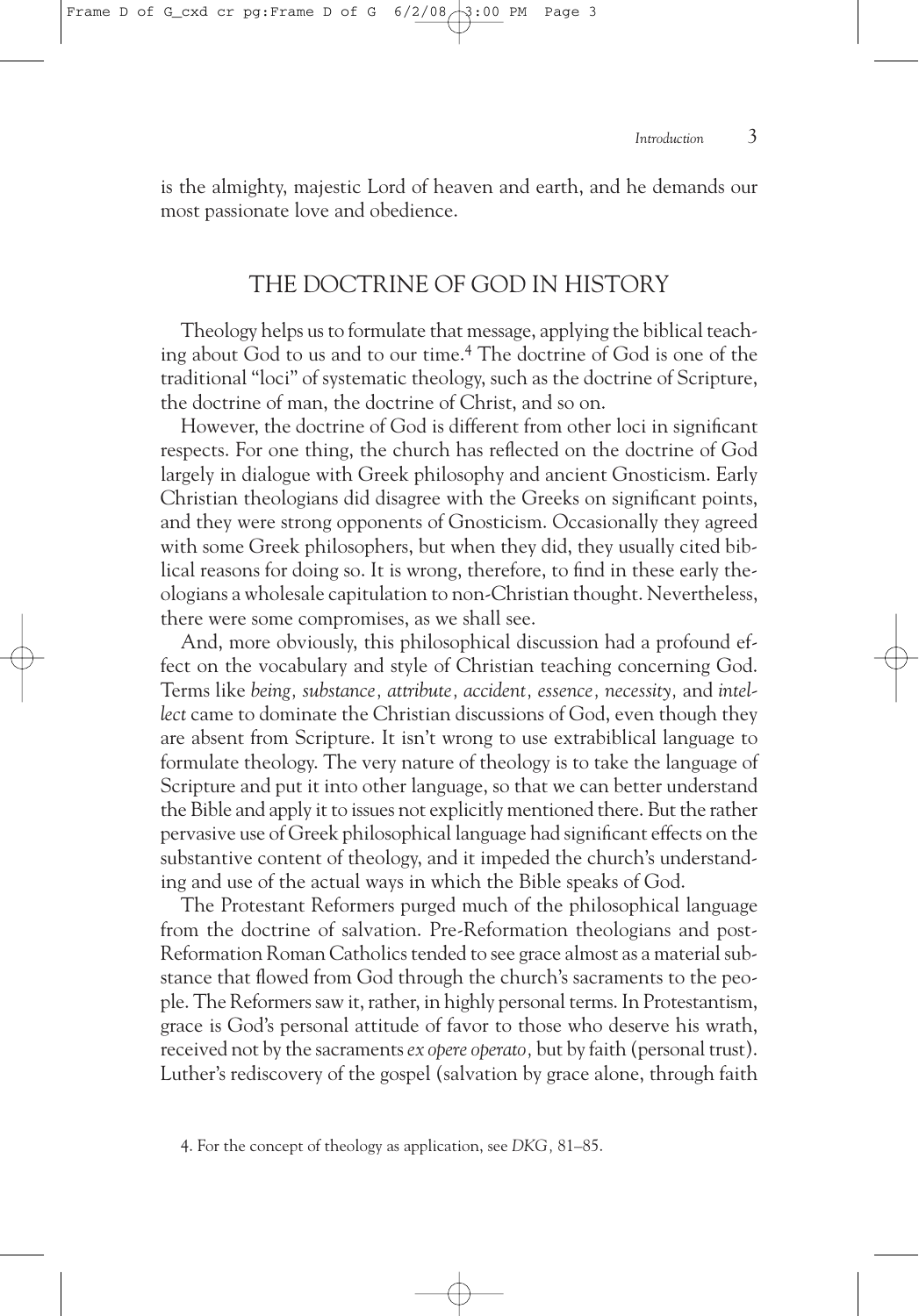is the almighty, majestic Lord of heaven and earth, and he demands our most passionate love and obedience.

## THE DOCTRINE OF GOD IN HISTORY

Theology helps us to formulate that message, applying the biblical teaching about God to us and to our time.[4] The doctrine of God is one of the traditional "loci" of systematic theology, such as the doctrine of Scripture, the doctrine of man, the doctrine of Christ, and so on.

However, the doctrine of God is different from other loci in significant respects. For one thing, the church has reflected on the doctrine of God largely in dialogue with Greek philosophy and ancient Gnosticism. Early Christian theologians did disagree with the Greeks on significant points, and they were strong opponents of Gnosticism. Occasionally they agreed with some Greek philosophers, but when they did, they usually cited biblical reasons for doing so. It is wrong, therefore, to find in these early theologians a wholesale capitulation to non-Christian thought. Nevertheless, there were some compromises, as we shall see.

And, more obviously, this philosophical discussion had a profound effect on the vocabulary and style of Christian teaching concerning God. Terms like *being, substance, attribute, accident, essence, necessity,* and *intellect* came to dominate the Christian discussions of God, even though they are absent from Scripture. It isn't wrong to use extrabiblical language to formulate theology. The very nature of theology is to take the language of Scripture and put it into other language, so that we can better understand the Bible and apply it to issues not explicitly mentioned there. But the rather pervasive use of Greek philosophical language had significant effects on the substantive content of theology, and it impeded the church's understanding and use of the actual ways in which the Bible speaks of God.

The Protestant Reformers purged much of the philosophical language from the doctrine of salvation. Pre-Reformation theologians and post-Reformation Roman Catholics tended to see grace almost as a material substance that flowed from God through the church's sacraments to the people. The Reformers saw it, rather, in highly personal terms. In Protestantism, grace is God's personal attitude of favor to those who deserve his wrath, received not by the sacraments *ex opere operato,* but by faith (personal trust). Luther's rediscovery of the gospel (salvation by grace alone, through faith

4. For the concept of theology as application, see *DKG,* 81–85.